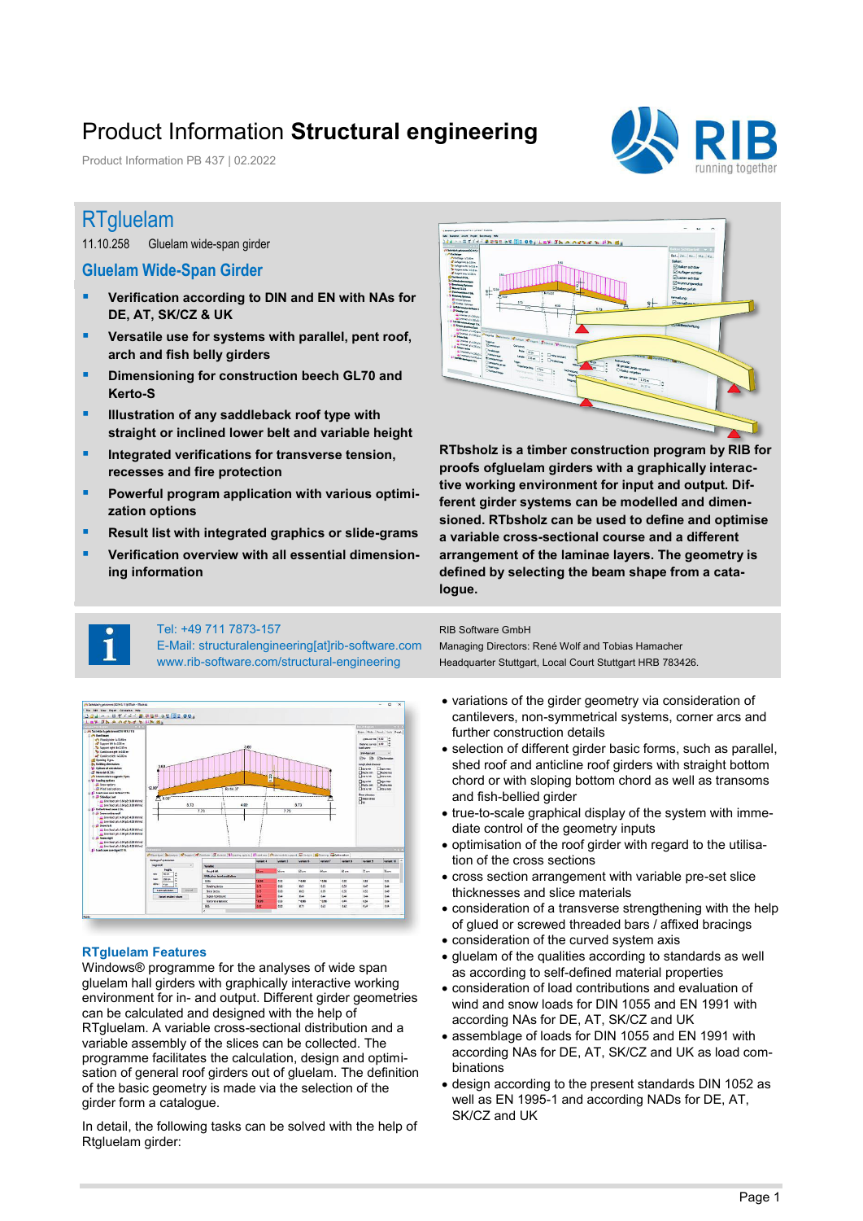# Product Information **Structural engineering**

Product Information PB 437 | 02.2022

## RTgluelam

11.10.258 Gluelam wide-span girder

### Gluelam Wide-Span Girder

- **Verification according to DIN and EN with NAs for DE, AT, SK/CZ & UK**
- **Versatile use for systems with parallel, pent roof, arch and fish belly girders**
- **Dimensioning for construction beech GL70 and Kerto-S**
- **Illustration of any saddleback roof type with straight or inclined lower belt and variable height**
- **Integrated verifications for transverse tension, recesses and fire protection**
- **Powerful program application with various optimization options**
- **Result list with integrated graphics or slide-grams**
- **Verification overview with all essential dimensioning information**

**RTbsholz is a timber construction program by RIB for proofs ofgluelam girders with a graphically interactive working environment for input and output. Different girder systems can be modelled and dimensioned. RTbsholz can be used to define and optimise a variable cross-sectional course and a different arrangement of the laminae layers. The geometry is defined by selecting the beam shape from a catalogue.**

Tel: +49 711 7873-157
E-Mail: structuralengineering[at]rib-software.com
www.rib-software.com/structural-engineering

RIB Software GmbH
Managing Directors: René Wolf and Tobias Hamacher
Headquarter Stuttgart, Local Court Stuttgart HRB 783426.

### RTgluelam Features

Windows® programme for the analyses of wide span gluelam hall girders with graphically interactive working environment for in- and output. Different girder geometries can be calculated and designed with the help of RTgluelam. A variable cross-sectional distribution and a variable assembly of the slices can be collected. The programme facilitates the calculation, design and optimisation of general roof girders out of gluelam. The definition of the basic geometry is made via the selection of the girder form a catalogue.

In detail, the following tasks can be solved with the help of Rtgluelam girder:

- variations of the girder geometry via consideration of cantilevers, non-symmetrical systems, corner arcs and further construction details
- selection of different girder basic forms, such as parallel, shed roof and anticline roof girders with straight bottom chord or with sloping bottom chord as well as transoms and fish-bellied girder
- true-to-scale graphical display of the system with immediate control of the geometry inputs
- optimisation of the roof girder with regard to the utilisation of the cross sections
- cross section arrangement with variable pre-set slice thicknesses and slice materials
- consideration of a transverse strengthening with the help of glued or screwed threaded bars / affixed bracings
- consideration of the curved system axis
- gluelam of the qualities according to standards as well as according to self-defined material properties
- consideration of load contributions and evaluation of wind and snow loads for DIN 1055 and EN 1991 with according NAs for DE, AT, SK/CZ and UK
- assemblage of loads for DIN 1055 and EN 1991 with according NAs for DE, AT, SK/CZ and UK as load combinations
- design according to the present standards DIN 1052 as well as EN 1995-1 and according NADs for DE, AT, SK/CZ and UK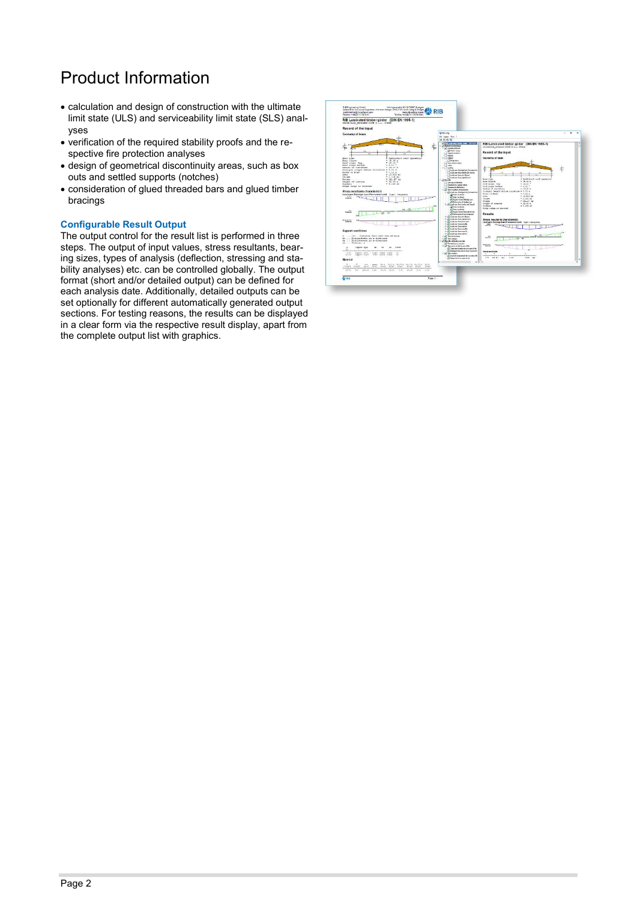# Product Information

- calculation and design of construction with the ultimate limit state (ULS) and serviceability limit state (SLS) analyses
- verification of the required stability proofs and the respective fire protection analyses
- design of geometrical discontinuity areas, such as box outs and settled supports (notches)
- consideration of glued threaded bars and glued timber bracings

### Configurable Result Output

The output control for the result list is performed in three steps. The output of input values, stress resultants, bearing sizes, types of analysis (deflection, stressing and stability analyses) etc. can be controlled globally. The output format (short and/or detailed output) can be defined for each analysis date. Additionally, detailed outputs can be set optionally for different automatically generated output sections. For testing reasons, the results can be displayed in a clear form via the respective result display, apart from the complete output list with graphics.